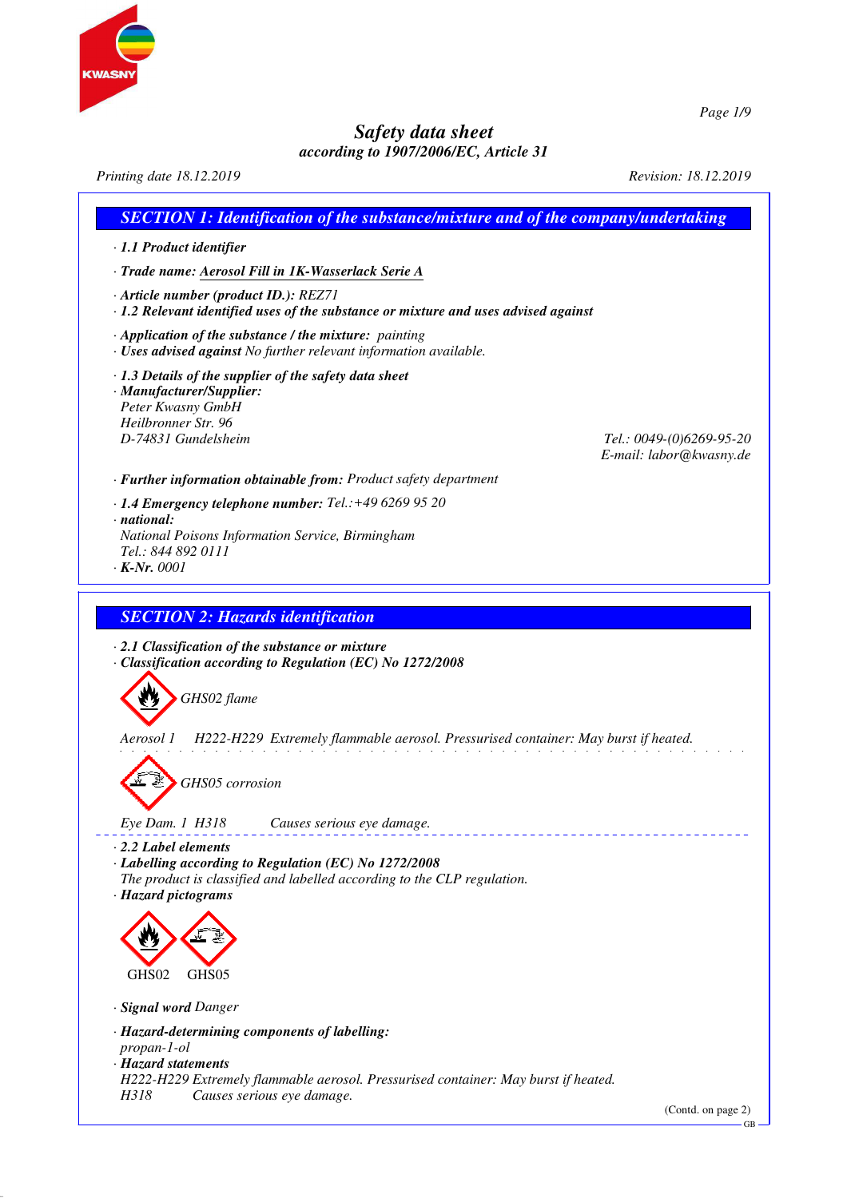# Safety data sheet

*according to 1907/2006/EC, Article 31*

*Printing date 18.12.2019* *Revision: 18.12.2019*

## SECTION 1: Identification of the substance/mixture and of the company/undertaking

· **1.1 Product identifier**

· **Trade name: Aerosol Fill in 1K-Wasserlack Serie A**

· **Article number (product ID.):** REZ71

· **1.2 Relevant identified uses of the substance or mixture and uses advised against**

· **Application of the substance / the mixture:** painting

· **Uses advised against** No further relevant information available.

· **1.3 Details of the supplier of the safety data sheet**

· **Manufacturer/Supplier:**
Peter Kwasny GmbH
Heilbronner Str. 96
D-74831 Gundelsheim
Tel.: 0049-(0)6269-95-20
E-mail: labor@kwasny.de

· **Further information obtainable from:** Product safety department

· **1.4 Emergency telephone number:** Tel.:+49 6269 95 20

· **national:**
National Poisons Information Service, Birmingham
Tel.: 844 892 0111

· **K-Nr.** 0001

## SECTION 2: Hazards identification

· **2.1 Classification of the substance or mixture**

· **Classification according to Regulation (EC) No 1272/2008**

GHS02 flame

Aerosol 1 H222-H229 Extremely flammable aerosol. Pressurised container: May burst if heated.

GHS05 corrosion

Eye Dam. 1 H318 Causes serious eye damage.

· **2.2 Label elements**

· **Labelling according to Regulation (EC) No 1272/2008**
The product is classified and labelled according to the CLP regulation.

· **Hazard pictograms**

GHS02 GHS05

· **Signal word** Danger

· **Hazard-determining components of labelling:**
propan-1-ol

· **Hazard statements**
H222-H229 Extremely flammable aerosol. Pressurised container: May burst if heated.
H318 Causes serious eye damage.

(Contd. on page 2)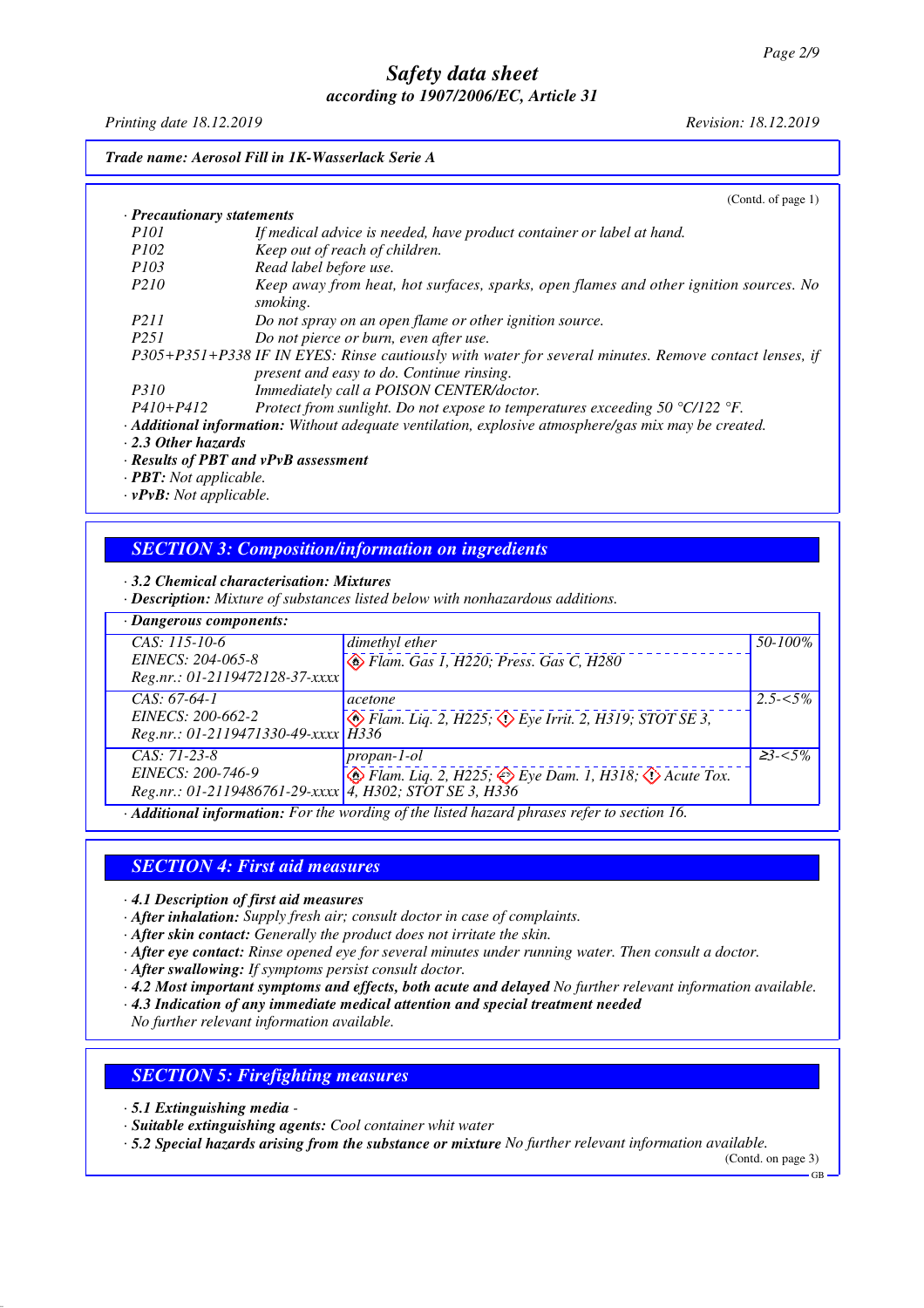**Trade name: Aerosol Fill in 1K-Wasserlack Serie A**

(Contd. of page 1)

· **Precautionary statements**

| | |
|---|---|
| P101 | If medical advice is needed, have product container or label at hand. |
| P102 | Keep out of reach of children. |
| P103 | Read label before use. |
| P210 | Keep away from heat, hot surfaces, sparks, open flames and other ignition sources. No smoking. |
| P211 | Do not spray on an open flame or other ignition source. |
| P251 | Do not pierce or burn, even after use. |
| P305+P351+P338 | IF IN EYES: Rinse cautiously with water for several minutes. Remove contact lenses, if present and easy to do. Continue rinsing. |
| P310 | Immediately call a POISON CENTER/doctor. |
| P410+P412 | Protect from sunlight. Do not expose to temperatures exceeding 50 °C/122 °F. |

· **Additional information:** Without adequate ventilation, explosive atmosphere/gas mix may be created.

· **2.3 Other hazards**

· **Results of PBT and vPvB assessment**

· **PBT:** Not applicable.

· **vPvB:** Not applicable.

## SECTION 3: Composition/information on ingredients

· **3.2 Chemical characterisation: Mixtures**

· **Description:** Mixture of substances listed below with nonhazardous additions.

· **Dangerous components:**

| Identifiers | Substance / Classification | Concentration |
|---|---|---|
| CAS: 115-10-6<br>EINECS: 204-065-8<br>Reg.nr.: 01-2119472128-37-xxxx | dimethyl ether<br>Flam. Gas 1, H220; Press. Gas C, H280 | 50-100% |
| CAS: 67-64-1<br>EINECS: 200-662-2<br>Reg.nr.: 01-2119471330-49-xxxx | acetone<br>Flam. Liq. 2, H225; Eye Irrit. 2, H319; STOT SE 3, H336 | 2.5-<5% |
| CAS: 71-23-8<br>EINECS: 200-746-9<br>Reg.nr.: 01-2119486761-29-xxxx | propan-1-ol<br>Flam. Liq. 2, H225; Eye Dam. 1, H318; Acute Tox. 4, H302; STOT SE 3, H336 | ≥3-<5% |

· **Additional information:** For the wording of the listed hazard phrases refer to section 16.

## SECTION 4: First aid measures

· **4.1 Description of first aid measures**

· **After inhalation:** Supply fresh air; consult doctor in case of complaints.

· **After skin contact:** Generally the product does not irritate the skin.

· **After eye contact:** Rinse opened eye for several minutes under running water. Then consult a doctor.

· **After swallowing:** If symptoms persist consult doctor.

· **4.2 Most important symptoms and effects, both acute and delayed** No further relevant information available.

· **4.3 Indication of any immediate medical attention and special treatment needed**

No further relevant information available.

## SECTION 5: Firefighting measures

· **5.1 Extinguishing media** -

· **Suitable extinguishing agents:** Cool container whit water

· **5.2 Special hazards arising from the substance or mixture** No further relevant information available.

(Contd. on page 3)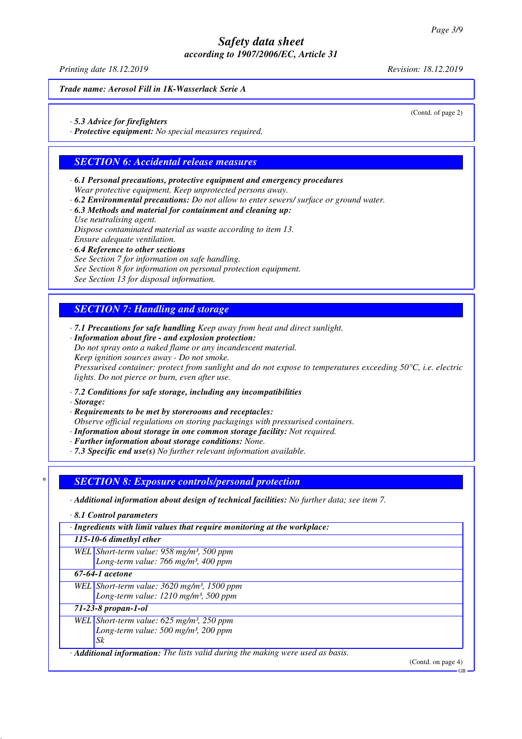*Trade name: Aerosol Fill in 1K-Wasserlack Serie A*

(Contd. of page 2)

· ***5.3 Advice for firefighters***
· ***Protective equipment:*** *No special measures required.*

## *SECTION 6: Accidental release measures*

· ***6.1 Personal precautions, protective equipment and emergency procedures***
*Wear protective equipment. Keep unprotected persons away.*
· ***6.2 Environmental precautions:*** *Do not allow to enter sewers/ surface or ground water.*
· ***6.3 Methods and material for containment and cleaning up:***
*Use neutralising agent.*
*Dispose contaminated material as waste according to item 13.*
*Ensure adequate ventilation.*
· ***6.4 Reference to other sections***
*See Section 7 for information on safe handling.*
*See Section 8 for information on personal protection equipment.*
*See Section 13 for disposal information.*

## *SECTION 7: Handling and storage*

· ***7.1 Precautions for safe handling*** *Keep away from heat and direct sunlight.*
· ***Information about fire - and explosion protection:***
*Do not spray onto a naked flame or any incandescent material.*
*Keep ignition sources away - Do not smoke.*
*Pressurised container: protect from sunlight and do not expose to temperatures exceeding 50°C, i.e. electric lights. Do not pierce or burn, even after use.*

· ***7.2 Conditions for safe storage, including any incompatibilities***
· ***Storage:***
· ***Requirements to be met by storerooms and receptacles:***
*Observe official regulations on storing packagings with pressurised containers.*
· ***Information about storage in one common storage facility:*** *Not required.*
· ***Further information about storage conditions:*** *None.*
· ***7.3 Specific end use(s)*** *No further relevant information available.*

## *SECTION 8: Exposure controls/personal protection

· ***Additional information about design of technical facilities:*** *No further data; see item 7.*

· ***8.1 Control parameters***

| · ***Ingredients with limit values that require monitoring at the workplace:*** | |
|---|---|
| ***115-10-6 dimethyl ether*** | |
| *WEL* | *Short-term value: 958 mg/m³, 500 ppm*<br>*Long-term value: 766 mg/m³, 400 ppm* |
| ***67-64-1 acetone*** | |
| *WEL* | *Short-term value: 3620 mg/m³, 1500 ppm*<br>*Long-term value: 1210 mg/m³, 500 ppm* |
| ***71-23-8 propan-1-ol*** | |
| *WEL* | *Short-term value: 625 mg/m³, 250 ppm*<br>*Long-term value: 500 mg/m³, 200 ppm*<br>*Sk* |

· ***Additional information:*** *The lists valid during the making were used as basis.*

(Contd. on page 4)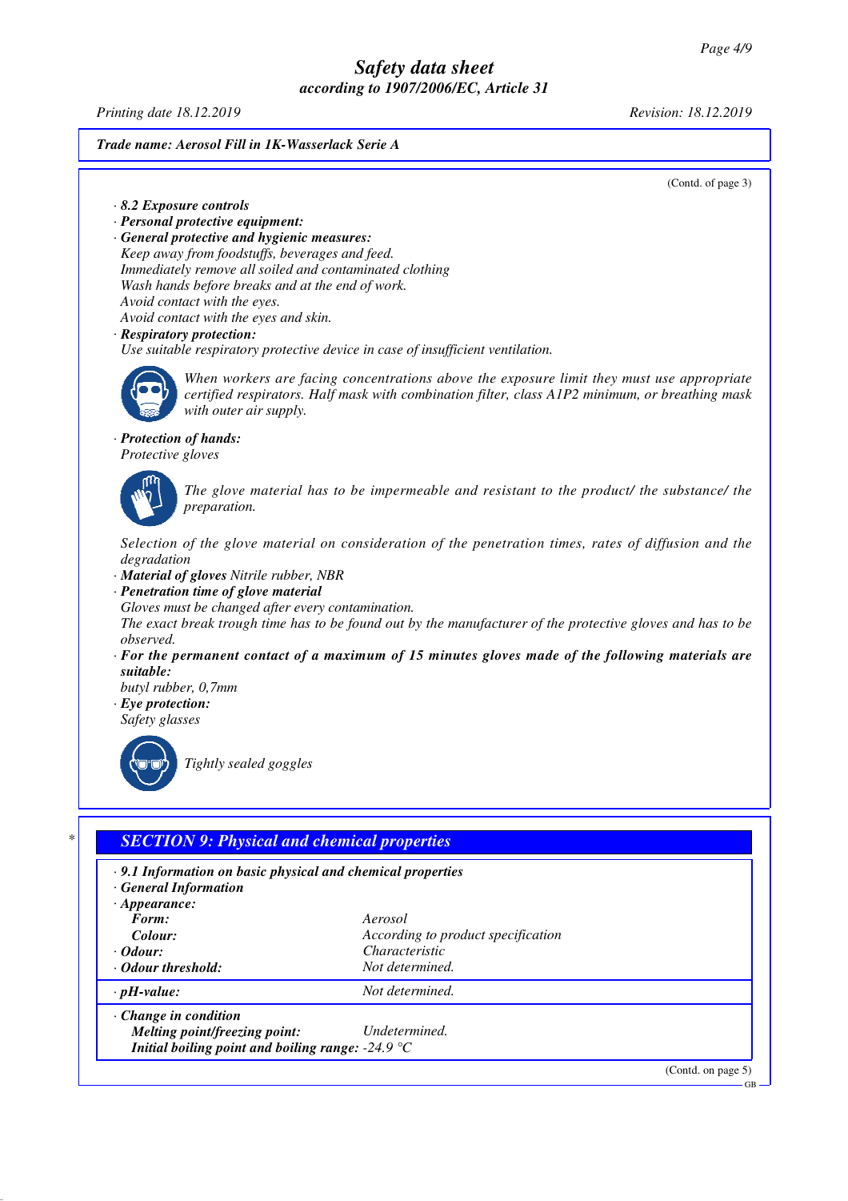**Trade name: Aerosol Fill in 1K-Wasserlack Serie A**

(Contd. of page 3)

· **8.2 Exposure controls**
· **Personal protective equipment:**
· **General protective and hygienic measures:**
Keep away from foodstuffs, beverages and feed.
Immediately remove all soiled and contaminated clothing
Wash hands before breaks and at the end of work.
Avoid contact with the eyes.
Avoid contact with the eyes and skin.
· **Respiratory protection:**
Use suitable respiratory protective device in case of insufficient ventilation.

When workers are facing concentrations above the exposure limit they must use appropriate certified respirators. Half mask with combination filter, class A1P2 minimum, or breathing mask with outer air supply.

· **Protection of hands:**
Protective gloves

The glove material has to be impermeable and resistant to the product/ the substance/ the preparation.

Selection of the glove material on consideration of the penetration times, rates of diffusion and the degradation
· **Material of gloves** Nitrile rubber, NBR
· **Penetration time of glove material**
Gloves must be changed after every contamination.
The exact break trough time has to be found out by the manufacturer of the protective gloves and has to be observed.
· **For the permanent contact of a maximum of 15 minutes gloves made of the following materials are suitable:**
butyl rubber, 0,7mm
· **Eye protection:**
Safety glasses

Tightly sealed goggles

## SECTION 9: Physical and chemical properties

· **9.1 Information on basic physical and chemical properties**
· **General Information**
· **Appearance:**

| | |
|---|---|
| **Form:** | Aerosol |
| **Colour:** | According to product specification |
| · **Odour:** | Characteristic |
| · **Odour threshold:** | Not determined. |
| · **pH-value:** | Not determined. |
| · **Change in condition** | |
| **Melting point/freezing point:** | Undetermined. |
| **Initial boiling point and boiling range:** | -24.9 °C |

(Contd. on page 5)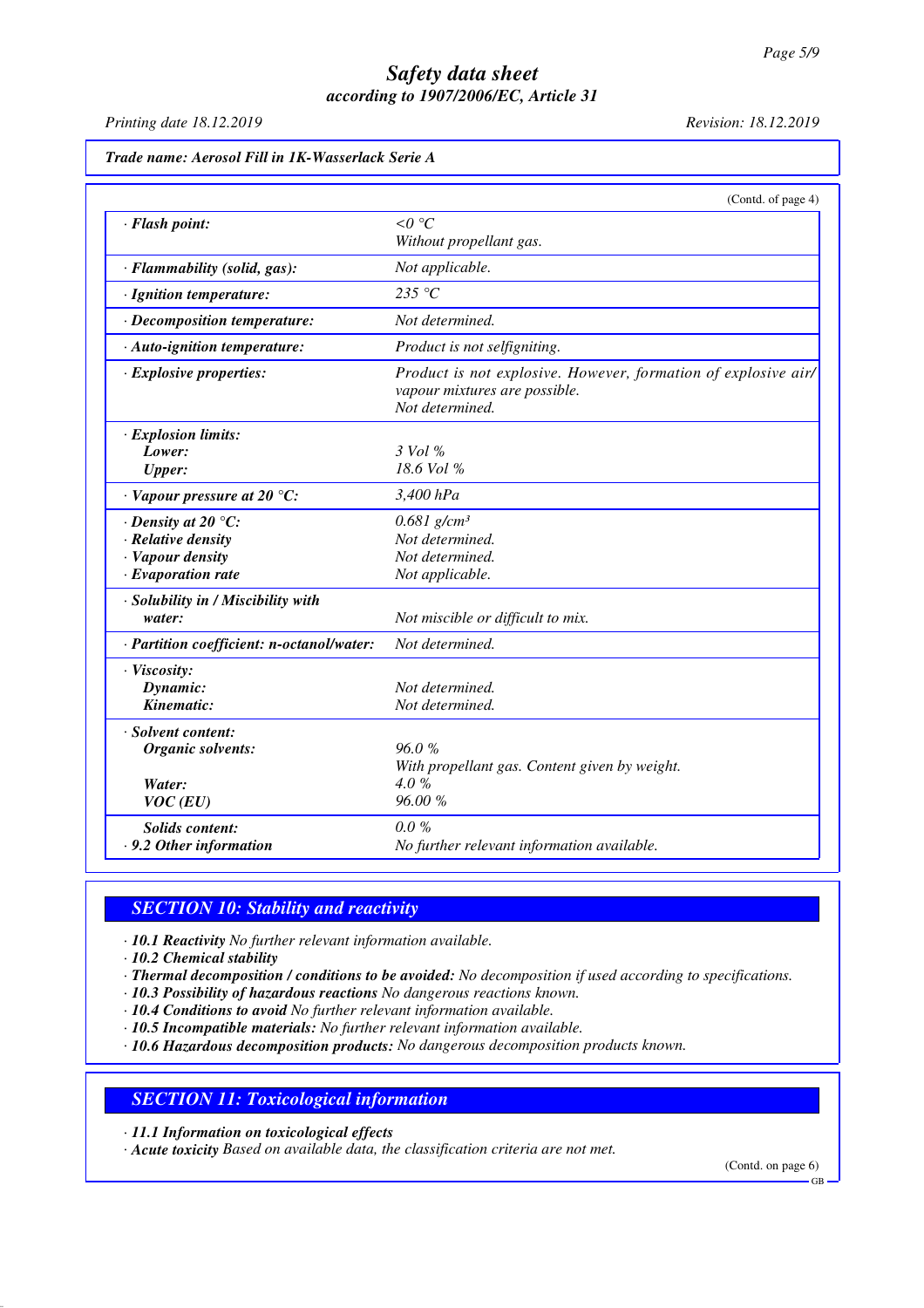**Trade name: Aerosol Fill in 1K-Wasserlack Serie A**

(Contd. of page 4)

| | |
|---|---|
| · **Flash point:** | <0 °C<br>Without propellant gas. |
| · **Flammability (solid, gas):** | Not applicable. |
| · **Ignition temperature:** | 235 °C |
| · **Decomposition temperature:** | Not determined. |
| · **Auto-ignition temperature:** | Product is not selfigniting. |
| · **Explosive properties:** | Product is not explosive. However, formation of explosive air/vapour mixtures are possible.<br>Not determined. |
| · **Explosion limits:** | |
| **Lower:** | 3 Vol % |
| **Upper:** | 18.6 Vol % |
| · **Vapour pressure at 20 °C:** | 3,400 hPa |
| · **Density at 20 °C:** | 0.681 g/cm³ |
| · **Relative density** | Not determined. |
| · **Vapour density** | Not determined. |
| · **Evaporation rate** | Not applicable. |
| · **Solubility in / Miscibility with water:** | Not miscible or difficult to mix. |
| · **Partition coefficient: n-octanol/water:** | Not determined. |
| · **Viscosity:** | |
| **Dynamic:** | Not determined. |
| **Kinematic:** | Not determined. |
| · **Solvent content:** | |
| **Organic solvents:** | 96.0 %<br>With propellant gas. Content given by weight. |
| **Water:** | 4.0 % |
| **VOC (EU)** | 96.00 % |
| **Solids content:** | 0.0 % |
| · **9.2 Other information** | No further relevant information available. |

## SECTION 10: Stability and reactivity

· **10.1 Reactivity** No further relevant information available.
· **10.2 Chemical stability**
· **Thermal decomposition / conditions to be avoided:** No decomposition if used according to specifications.
· **10.3 Possibility of hazardous reactions** No dangerous reactions known.
· **10.4 Conditions to avoid** No further relevant information available.
· **10.5 Incompatible materials:** No further relevant information available.
· **10.6 Hazardous decomposition products:** No dangerous decomposition products known.

## SECTION 11: Toxicological information

· **11.1 Information on toxicological effects**
· **Acute toxicity** Based on available data, the classification criteria are not met.

(Contd. on page 6)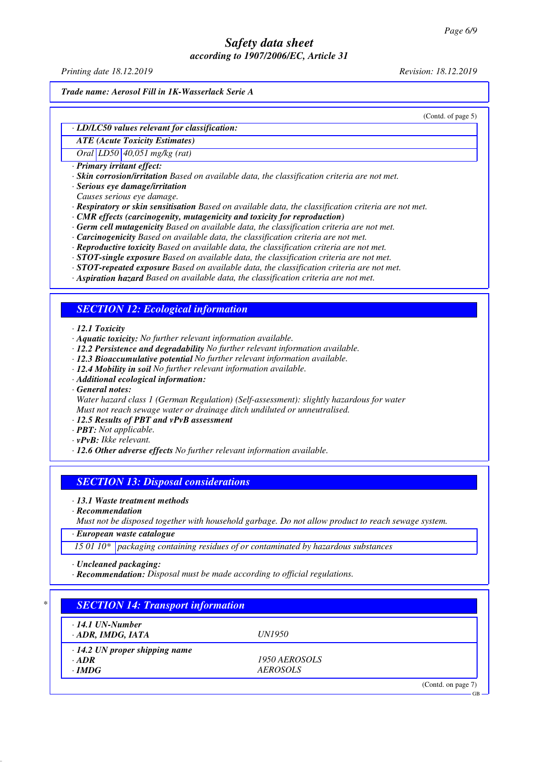*Trade name: Aerosol Fill in 1K-Wasserlack Serie A*

(Contd. of page 5)

· **LD/LC50 values relevant for classification:**

| ATE (Acute Toxicity Estimates) | | |
|---|---|---|
| Oral | LD50 | 40,051 mg/kg (rat) |

· **Primary irritant effect:**
· **Skin corrosion/irritation** Based on available data, the classification criteria are not met.
· **Serious eye damage/irritation**
Causes serious eye damage.
· **Respiratory or skin sensitisation** Based on available data, the classification criteria are not met.
· **CMR effects (carcinogenity, mutagenicity and toxicity for reproduction)**
· **Germ cell mutagenicity** Based on available data, the classification criteria are not met.
· **Carcinogenicity** Based on available data, the classification criteria are not met.
· **Reproductive toxicity** Based on available data, the classification criteria are not met.
· **STOT-single exposure** Based on available data, the classification criteria are not met.
· **STOT-repeated exposure** Based on available data, the classification criteria are not met.
· **Aspiration hazard** Based on available data, the classification criteria are not met.

## SECTION 12: Ecological information

· **12.1 Toxicity**
· **Aquatic toxicity:** No further relevant information available.
· **12.2 Persistence and degradability** No further relevant information available.
· **12.3 Bioaccumulative potential** No further relevant information available.
· **12.4 Mobility in soil** No further relevant information available.
· **Additional ecological information:**
· **General notes:**
Water hazard class 1 (German Regulation) (Self-assessment): slightly hazardous for water
Must not reach sewage water or drainage ditch undiluted or unneutralised.
· **12.5 Results of PBT and vPvB assessment**
· **PBT:** Not applicable.
· **vPvB:** Ikke relevant.
· **12.6 Other adverse effects** No further relevant information available.

## SECTION 13: Disposal considerations

· **13.1 Waste treatment methods**
· **Recommendation**
Must not be disposed together with household garbage. Do not allow product to reach sewage system.

| · European waste catalogue | |
|---|---|
| 15 01 10* | packaging containing residues of or contaminated by hazardous substances |

· **Uncleaned packaging:**
· **Recommendation:** Disposal must be made according to official regulations.

## SECTION 14: Transport information

| · 14.1 UN-Number | |
|---|---|
| · ADR, IMDG, IATA | UN1950 |
| · **14.2 UN proper shipping name** | |
| · **ADR** | 1950 AEROSOLS |
| · **IMDG** | AEROSOLS |

(Contd. on page 7)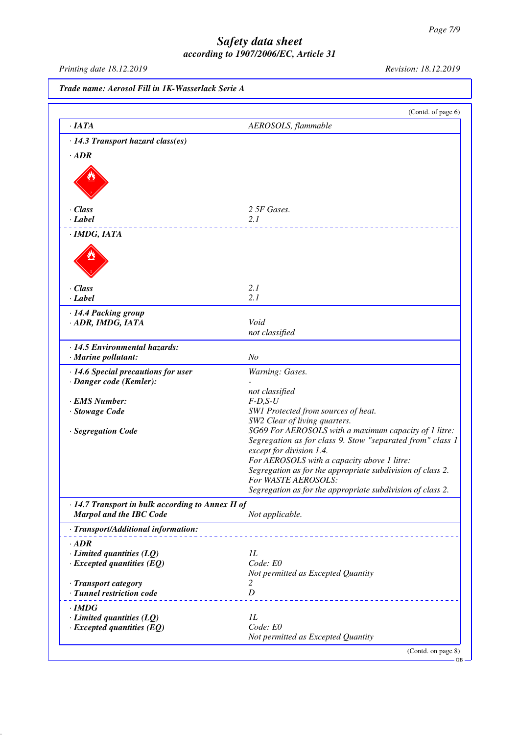(Contd. of page 6)

| | |
|---|---|
| · **IATA** | *AEROSOLS, flammable* |

· **14.3 Transport hazard class(es)**

· **ADR**

| | |
|---|---|
| · **Class** | *2 5F Gases.* |
| · **Label** | *2.1* |

· **IMDG, IATA**

| | |
|---|---|
| · **Class** | *2.1* |
| · **Label** | *2.1* |

| | |
|---|---|
| · **14.4 Packing group** | |
| · **ADR, IMDG, IATA** | *Void*<br>*not classified* |

| | |
|---|---|
| · **14.5 Environmental hazards:** | |
| · **Marine pollutant:** | *No* |

| | |
|---|---|
| · **14.6 Special precautions for user** | *Warning: Gases.* |
| · **Danger code (Kemler):** | *-*<br>*not classified* |
| · **EMS Number:** | *F-D,S-U* |
| · **Stowage Code** | *SW1 Protected from sources of heat.*<br>*SW2 Clear of living quarters.* |
| · **Segregation Code** | *SG69 For AEROSOLS with a maximum capacity of 1 litre: Segregation as for class 9. Stow "separated from" class 1 except for division 1.4.*<br>*For AEROSOLS with a capacity above 1 litre: Segregation as for the appropriate subdivision of class 2.*<br>*For WASTE AEROSOLS:*<br>*Segregation as for the appropriate subdivision of class 2.* |

| | |
|---|---|
| · **14.7 Transport in bulk according to Annex II of Marpol and the IBC Code** | *Not applicable.* |

· **Transport/Additional information:**

· **ADR**

| | |
|---|---|
| · **Limited quantities (LQ)** | *1L* |
| · **Excepted quantities (EQ)** | *Code: E0*<br>*Not permitted as Excepted Quantity* |
| · **Transport category** | *2* |
| · **Tunnel restriction code** | *D* |

· **IMDG**

| | |
|---|---|
| · **Limited quantities (LQ)** | *1L* |
| · **Excepted quantities (EQ)** | *Code: E0*<br>*Not permitted as Excepted Quantity* |

(Contd. on page 8)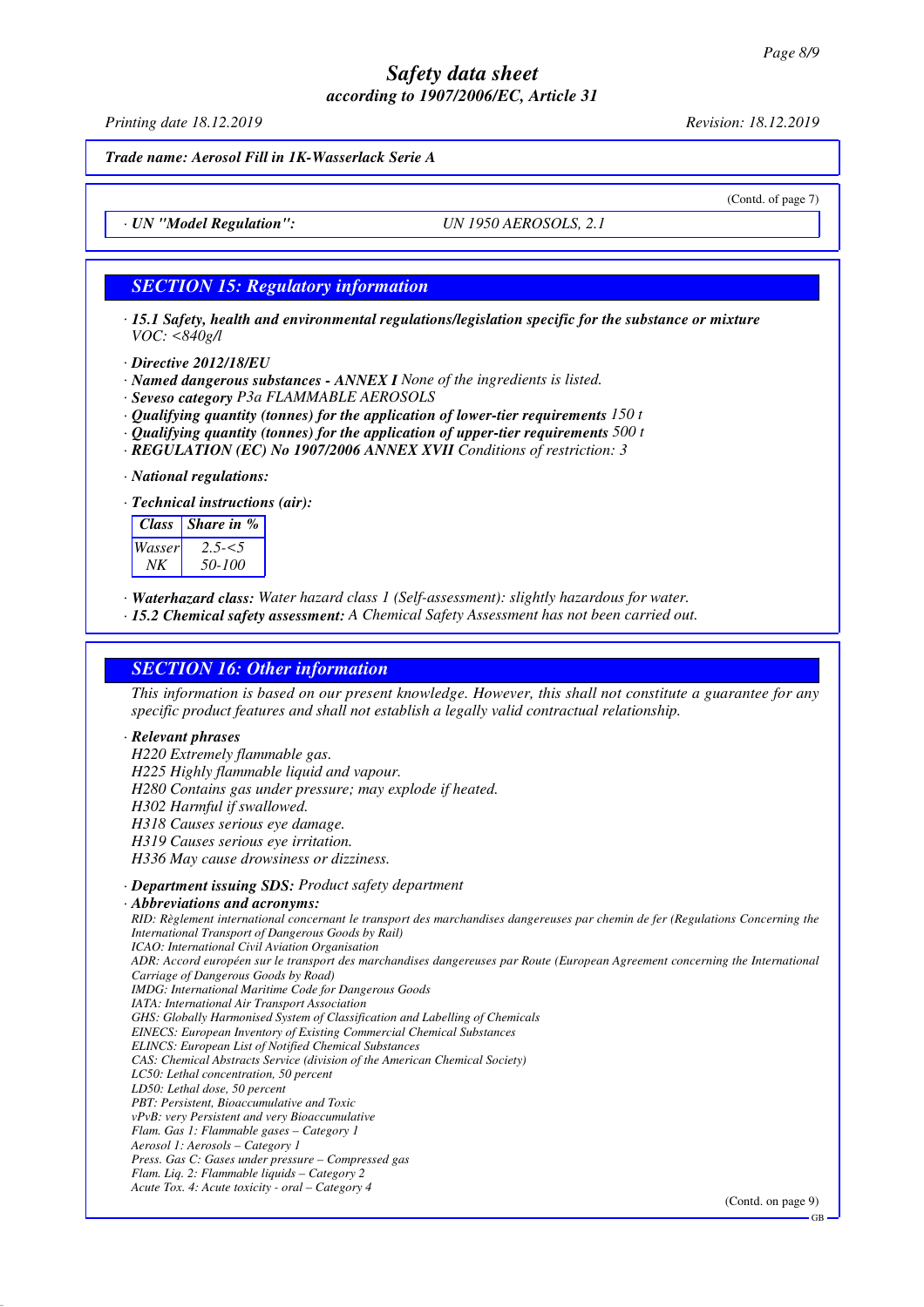*Trade name: Aerosol Fill in 1K-Wasserlack Serie A*

(Contd. of page 7)

· *UN "Model Regulation":* UN 1950 AEROSOLS, 2.1

## SECTION 15: Regulatory information

· **15.1 Safety, health and environmental regulations/legislation specific for the substance or mixture**
VOC: <840g/l

· **Directive 2012/18/EU**
· **Named dangerous substances - ANNEX I** None of the ingredients is listed.
· **Seveso category** P3a FLAMMABLE AEROSOLS
· **Qualifying quantity (tonnes) for the application of lower-tier requirements** 150 t
· **Qualifying quantity (tonnes) for the application of upper-tier requirements** 500 t
· **REGULATION (EC) No 1907/2006 ANNEX XVII** Conditions of restriction: 3

· **National regulations:**

· **Technical instructions (air):**

| Class | Share in % |
|---|---|
| Wasser | 2.5-<5 |
| NK | 50-100 |

· **Waterhazard class:** Water hazard class 1 (Self-assessment): slightly hazardous for water.
· **15.2 Chemical safety assessment:** A Chemical Safety Assessment has not been carried out.

## SECTION 16: Other information

This information is based on our present knowledge. However, this shall not constitute a guarantee for any specific product features and shall not establish a legally valid contractual relationship.

· **Relevant phrases**
H220 Extremely flammable gas.
H225 Highly flammable liquid and vapour.
H280 Contains gas under pressure; may explode if heated.
H302 Harmful if swallowed.
H318 Causes serious eye damage.
H319 Causes serious eye irritation.
H336 May cause drowsiness or dizziness.

· **Department issuing SDS:** Product safety department
· **Abbreviations and acronyms:**
RID: Règlement international concernant le transport des marchandises dangereuses par chemin de fer (Regulations Concerning the International Transport of Dangerous Goods by Rail)
ICAO: International Civil Aviation Organisation
ADR: Accord européen sur le transport des marchandises dangereuses par Route (European Agreement concerning the International Carriage of Dangerous Goods by Road)
IMDG: International Maritime Code for Dangerous Goods
IATA: International Air Transport Association
GHS: Globally Harmonised System of Classification and Labelling of Chemicals
EINECS: European Inventory of Existing Commercial Chemical Substances
ELINCS: European List of Notified Chemical Substances
CAS: Chemical Abstracts Service (division of the American Chemical Society)
LC50: Lethal concentration, 50 percent
LD50: Lethal dose, 50 percent
PBT: Persistent, Bioaccumulative and Toxic
vPvB: very Persistent and very Bioaccumulative
Flam. Gas 1: Flammable gases – Category 1
Aerosol 1: Aerosols – Category 1
Press. Gas C: Gases under pressure – Compressed gas
Flam. Liq. 2: Flammable liquids – Category 2
Acute Tox. 4: Acute toxicity - oral – Category 4

(Contd. on page 9)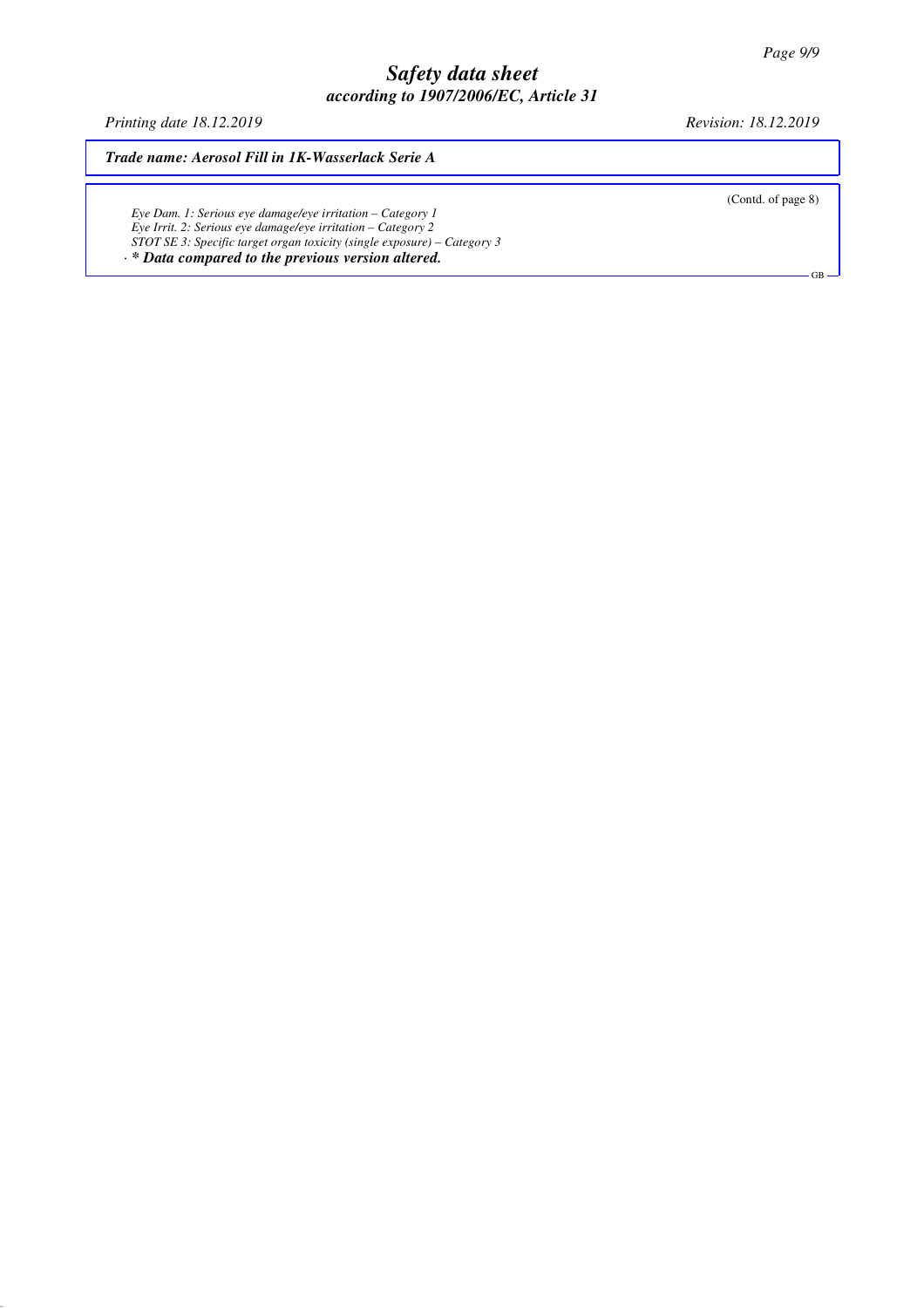(Contd. of page 8)

*Eye Dam. 1: Serious eye damage/eye irritation – Category 1*
*Eye Irrit. 2: Serious eye damage/eye irritation – Category 2*
*STOT SE 3: Specific target organ toxicity (single exposure) – Category 3*

· ***\* Data compared to the previous version altered.***